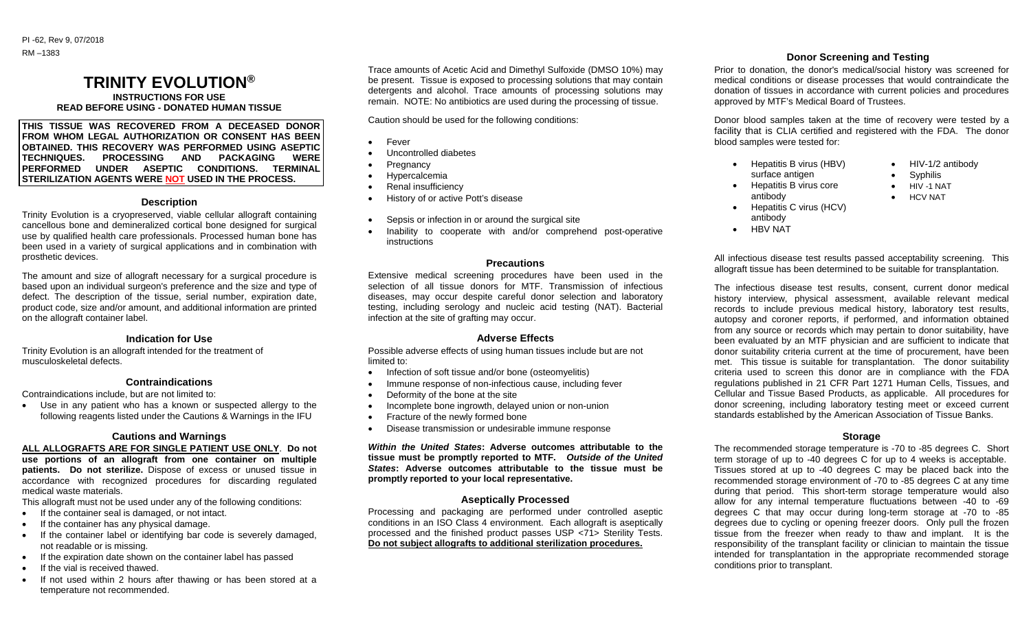PI -62, Rev 9, 07/2018

RM –1383

# TRINITY EVOLUTION®

**INSTRUCTIONS FOR USE**

**READ BEFORE USING - DONATED HUMAN TISSUE**

**THIS TISSUE WAS RECOVERED FROM A DECEASED DONOR FROM WHOM LEGAL AUTHORIZATION OR CONSENT HAS BEEN OBTAINED. THIS RECOVERY WAS PERFORMED USING ASEPTIC TECHNIQUES. PROCESSING AND PACKAGING WERE PERFORMED UNDER ASEPTIC CONDITIONS. TERMINAL STERILIZATION AGENTS WERE NOT USED IN THE PROCESS.**

## Description

Trinity Evolution is a cryopreserved, viable cellular allograft containing cancellous bone and demineralized cortical bone designed for surgical use by qualified health care professionals. Processed human bone has been used in a variety of surgical applications and in combination with prosthetic devices.

The amount and size of allograft necessary for a surgical procedure is based upon an individual surgeon's preference and the size and type of defect. The description of the tissue, serial number, expiration date, product code, size and/or amount, and additional information are printed on the allograft container label.

## Indication for Use

Trinity Evolution is an allograft intended for the treatment of musculoskeletal defects.

## Contraindications

Contraindications include, but are not limited to:

- Use in any patient who has a known or suspected allergy to the following reagents listed under the Cautions & Warnings in the IFU

## Cautions and Warnings

**ALL ALLOGRAFTS ARE FOR SINGLE PATIENT USE ONLY**. **Do not use portions of an allograft from one container on multiple patients. Do not sterilize.** Dispose of excess or unused tissue in accordance with recognized procedures for discarding regulated medical waste materials.

This allograft must not be used under any of the following conditions:

- If the container seal is damaged, or not intact.
- If the container has any physical damage.
- If the container label or identifying bar code is severely damaged, not readable or is missing.
- If the expiration date shown on the container label has passed
- If the vial is received thawed.
- If not used within 2 hours after thawing or has been stored at a temperature not recommended.

Trace amounts of Acetic Acid and Dimethyl Sulfoxide (DMSO 10%) may be present. Tissue is exposed to processing solutions that may contain detergents and alcohol. Trace amounts of processing solutions may remain. NOTE: No antibiotics are used during the processing of tissue.

Caution should be used for the following conditions:

- Fever
- Uncontrolled diabetes
- Pregnancy
- Hypercalcemia
- Renal insufficiency
- History of or active Pott's disease
- Sepsis or infection in or around the surgical site
- Inability to cooperate with and/or comprehend post-operative instructions

## Precautions

Extensive medical screening procedures have been used in the selection of all tissue donors for MTF. Transmission of infectious diseases, may occur despite careful donor selection and laboratory testing, including serology and nucleic acid testing (NAT). Bacterial infection at the site of grafting may occur.

## Adverse Effects

Possible adverse effects of using human tissues include but are not limited to:

- Infection of soft tissue and/or bone (osteomyelitis)
- Immune response of non-infectious cause, including fever
- Deformity of the bone at the site
- Incomplete bone ingrowth, delayed union or non-union
- Fracture of the newly formed bone
- Disease transmission or undesirable immune response

***Within the United States*: Adverse outcomes attributable to the tissue must be promptly reported to MTF. *Outside of the United States*: Adverse outcomes attributable to the tissue must be promptly reported to your local representative.**

## Aseptically Processed

Processing and packaging are performed under controlled aseptic conditions in an ISO Class 4 environment. Each allograft is aseptically processed and the finished product passes USP <71> Sterility Tests. **Do not subject allografts to additional sterilization procedures.**

## Donor Screening and Testing

Prior to donation, the donor's medical/social history was screened for medical conditions or disease processes that would contraindicate the donation of tissues in accordance with current policies and procedures approved by MTF's Medical Board of Trustees.

Donor blood samples taken at the time of recovery were tested by a facility that is CLIA certified and registered with the FDA. The donor blood samples were tested for:

- Hepatitis B virus (HBV) surface antigen
- Hepatitis B virus core antibody
- Hepatitis C virus (HCV) antibody
- HBV NAT
- HIV-1/2 antibody
- Syphilis
- HIV -1 NAT
- HCV NAT

All infectious disease test results passed acceptability screening. This allograft tissue has been determined to be suitable for transplantation.

The infectious disease test results, consent, current donor medical history interview, physical assessment, available relevant medical records to include previous medical history, laboratory test results, autopsy and coroner reports, if performed, and information obtained from any source or records which may pertain to donor suitability, have been evaluated by an MTF physician and are sufficient to indicate that donor suitability criteria current at the time of procurement, have been met. This tissue is suitable for transplantation. The donor suitability criteria used to screen this donor are in compliance with the FDA regulations published in 21 CFR Part 1271 Human Cells, Tissues, and Cellular and Tissue Based Products, as applicable. All procedures for donor screening, including laboratory testing meet or exceed current standards established by the American Association of Tissue Banks.

## Storage

The recommended storage temperature is -70 to -85 degrees C. Short term storage of up to -40 degrees C for up to 4 weeks is acceptable. Tissues stored at up to -40 degrees C may be placed back into the recommended storage environment of -70 to -85 degrees C at any time during that period. This short-term storage temperature would also allow for any internal temperature fluctuations between -40 to -69 degrees C that may occur during long-term storage at -70 to -85 degrees C due to cycling or opening freezer doors. Only pull the frozen tissue from the freezer when ready to thaw and implant. It is the responsibility of the transplant facility or clinician to maintain the tissue intended for transplantation in the appropriate recommended storage conditions prior to transplant.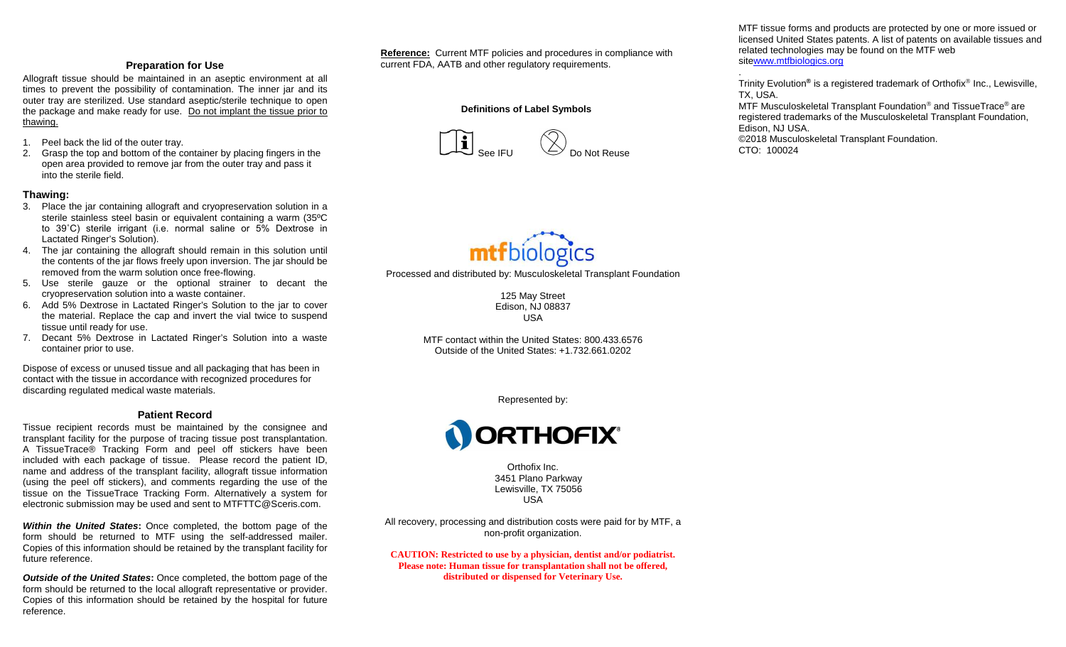### Preparation for Use

Allograft tissue should be maintained in an aseptic environment at all times to prevent the possibility of contamination. The inner jar and its outer tray are sterilized. Use standard aseptic/sterile technique to open the package and make ready for use. Do not implant the tissue prior to thawing.

1. Peel back the lid of the outer tray.
2. Grasp the top and bottom of the container by placing fingers in the open area provided to remove jar from the outer tray and pass it into the sterile field.

### Thawing:

3. Place the jar containing allograft and cryopreservation solution in a sterile stainless steel basin or equivalent containing a warm (35ºC to 39˚C) sterile irrigant (i.e. normal saline or 5% Dextrose in Lactated Ringer's Solution).
4. The jar containing the allograft should remain in this solution until the contents of the jar flows freely upon inversion. The jar should be removed from the warm solution once free-flowing.
5. Use sterile gauze or the optional strainer to decant the cryopreservation solution into a waste container.
6. Add 5% Dextrose in Lactated Ringer's Solution to the jar to cover the material. Replace the cap and invert the vial twice to suspend tissue until ready for use.
7. Decant 5% Dextrose in Lactated Ringer's Solution into a waste container prior to use.

Dispose of excess or unused tissue and all packaging that has been in contact with the tissue in accordance with recognized procedures for discarding regulated medical waste materials.

### Patient Record

Tissue recipient records must be maintained by the consignee and transplant facility for the purpose of tracing tissue post transplantation. A TissueTrace® Tracking Form and peel off stickers have been included with each package of tissue. Please record the patient ID, name and address of the transplant facility, allograft tissue information (using the peel off stickers), and comments regarding the use of the tissue on the TissueTrace Tracking Form. Alternatively a system for electronic submission may be used and sent to MTFTTC@Sceris.com.

***Within the United States*:** Once completed, the bottom page of the form should be returned to MTF using the self-addressed mailer. Copies of this information should be retained by the transplant facility for future reference.

***Outside of the United States*:** Once completed, the bottom page of the form should be returned to the local allograft representative or provider. Copies of this information should be retained by the hospital for future reference.

**Reference:** Current MTF policies and procedures in compliance with current FDA, AATB and other regulatory requirements.

**Definitions of Label Symbols**

See IFU

Do Not Reuse

mtfbiologics

Processed and distributed by: Musculoskeletal Transplant Foundation

125 May Street
Edison, NJ 08837
USA

MTF contact within the United States: 800.433.6576
Outside of the United States: +1.732.661.0202

Represented by:

ORTHOFIX®

Orthofix Inc.
3451 Plano Parkway
Lewisville, TX 75056
USA

All recovery, processing and distribution costs were paid for by MTF, a non-profit organization.

**CAUTION: Restricted to use by a physician, dentist and/or podiatrist.**
**Please note: Human tissue for transplantation shall not be offered, distributed or dispensed for Veterinary Use.**

MTF tissue forms and products are protected by one or more issued or licensed United States patents. A list of patents on available tissues and related technologies may be found on the MTF web sitewww.mtfbiologics.org

.

Trinity Evolution® is a registered trademark of Orthofix® Inc., Lewisville, TX, USA.
MTF Musculoskeletal Transplant Foundation® and TissueTrace® are registered trademarks of the Musculoskeletal Transplant Foundation, Edison, NJ USA.
©2018 Musculoskeletal Transplant Foundation.
CTO: 100024